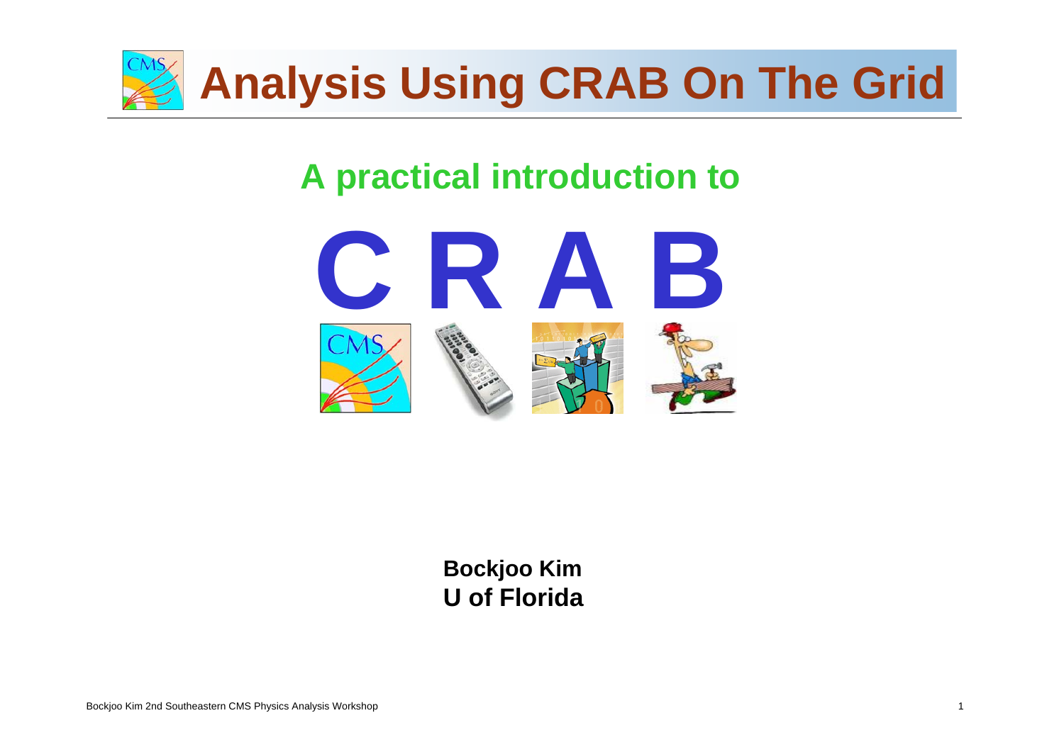# Analysis Using CRAB On The Grid

## A practical introduction to

# C R A B

**Bockjoo Kim**
**U of Florida**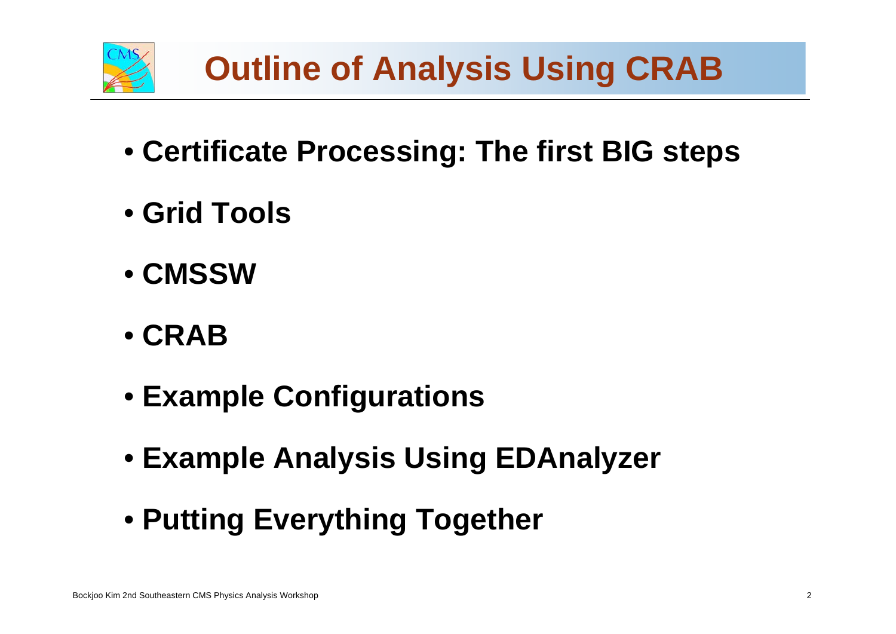# Outline of Analysis Using CRAB

- **Certificate Processing: The first BIG steps**
- **Grid Tools**
- **CMSSW**
- **CRAB**
- **Example Configurations**
- **Example Analysis Using EDAnalyzer**
- **Putting Everything Together**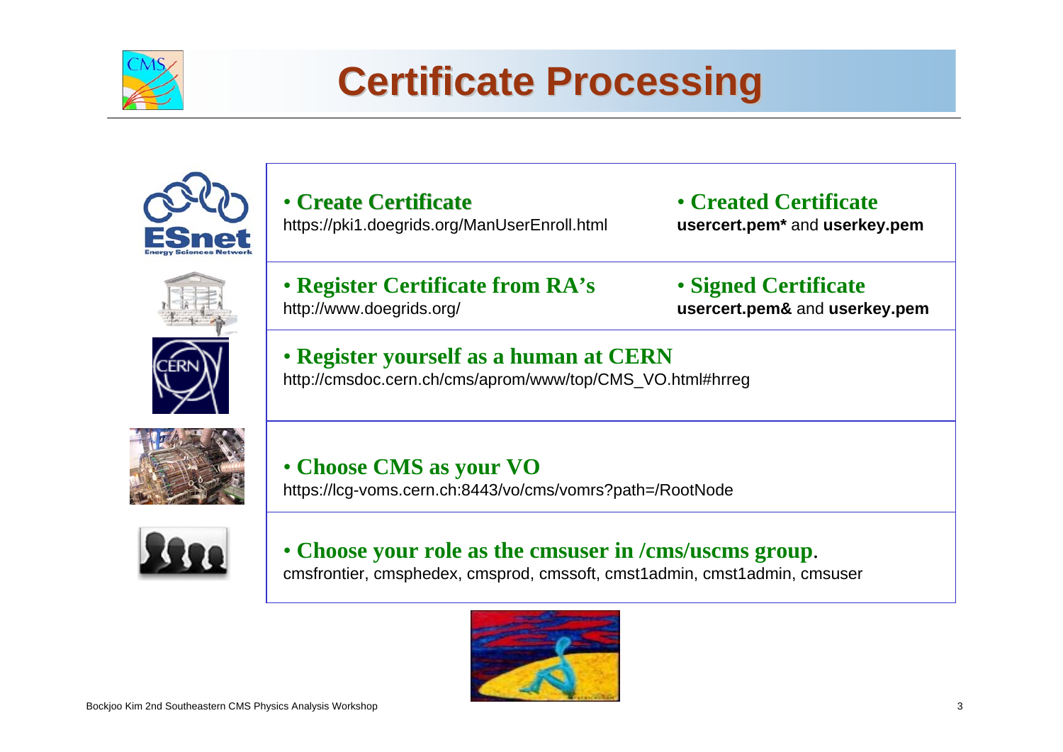# Certificate Processing

- **Create Certificate**
  https://pki1.doegrids.org/ManUserEnroll.html
- **Created Certificate**
  **usercert.pem*** and **userkey.pem**
- **Register Certificate from RA's**
  http://www.doegrids.org/
- **Signed Certificate**
  **usercert.pem&** and **userkey.pem**
- **Register yourself as a human at CERN**
  http://cmsdoc.cern.ch/cms/aprom/www/top/CMS_VO.html#hrreg
- **Choose CMS as your VO**
  https://lcg-voms.cern.ch:8443/vo/cms/vomrs?path=/RootNode
- **Choose your role as the cmsuser in /cms/uscms group.**
  cmsfrontier, cmsphedex, cmsprod, cmssoft, cmst1admin, cmst1admin, cmsuser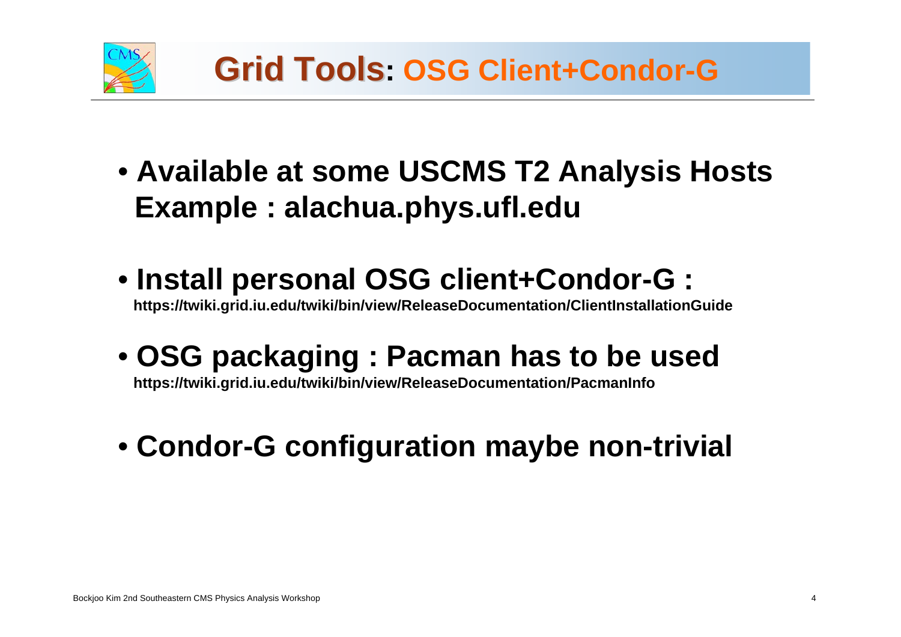# Grid Tools: OSG Client+Condor-G

- **Available at some USCMS T2 Analysis Hosts Example : alachua.phys.ufl.edu**

- **Install personal OSG client+Condor-G :**
  **https://twiki.grid.iu.edu/twiki/bin/view/ReleaseDocumentation/ClientInstallationGuide**

- **OSG packaging : Pacman has to be used**
  **https://twiki.grid.iu.edu/twiki/bin/view/ReleaseDocumentation/PacmanInfo**

- **Condor-G configuration maybe non-trivial**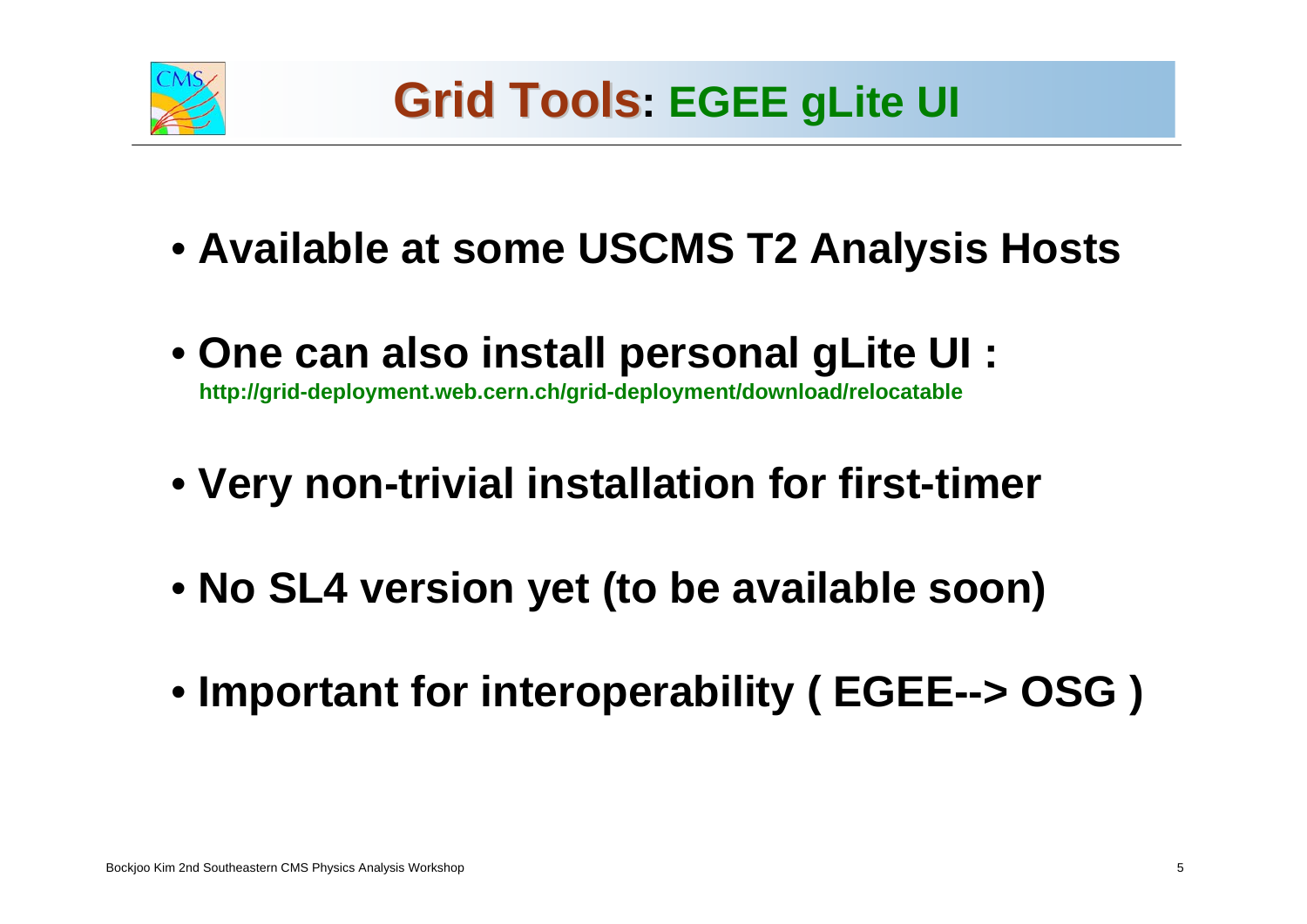# Grid Tools: EGEE gLite UI

- Available at some USCMS T2 Analysis Hosts
- One can also install personal gLite UI :
  http://grid-deployment.web.cern.ch/grid-deployment/download/relocatable
- Very non-trivial installation for first-timer
- No SL4 version yet (to be available soon)
- Important for interoperability ( EGEE--> OSG )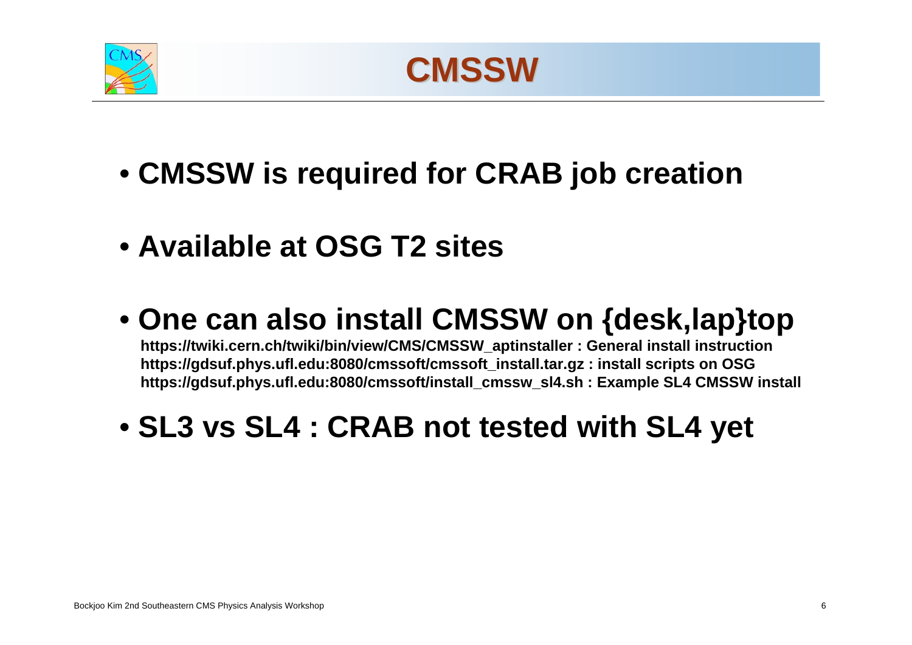# CMSSW

- **CMSSW is required for CRAB job creation**
- **Available at OSG T2 sites**
- **One can also install CMSSW on {desk,lap}top**

  **https://twiki.cern.ch/twiki/bin/view/CMS/CMSSW_aptinstaller : General install instruction**
  **https://gdsuf.phys.ufl.edu:8080/cmssoft/cmssoft_install.tar.gz : install scripts on OSG**
  **https://gdsuf.phys.ufl.edu:8080/cmssoft/install_cmssw_sl4.sh : Example SL4 CMSSW install**
- **SL3 vs SL4 : CRAB not tested with SL4 yet**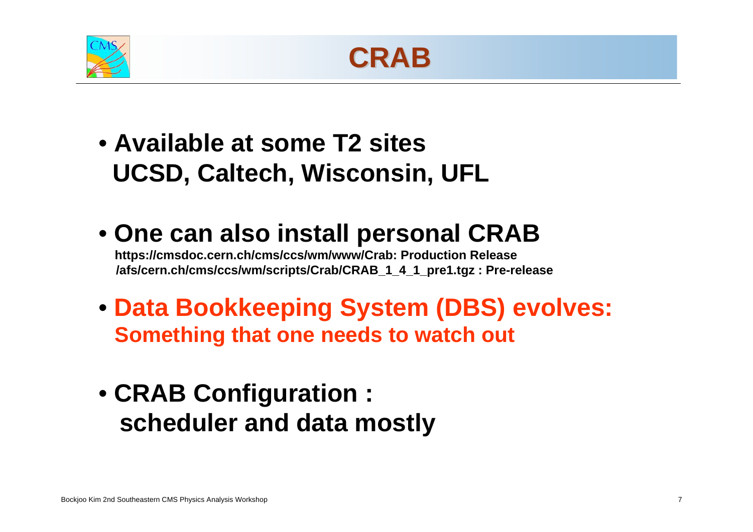# CRAB

- **Available at some T2 sites**
  **UCSD, Caltech, Wisconsin, UFL**

- **One can also install personal CRAB**
  **https://cmsdoc.cern.ch/cms/ccs/wm/www/Crab: Production Release**
  **/afs/cern.ch/cms/ccs/wm/scripts/Crab/CRAB_1_4_1_pre1.tgz : Pre-release**

- **Data Bookkeeping System (DBS) evolves:**
  **Something that one needs to watch out**

- **CRAB Configuration :**
  **scheduler and data mostly**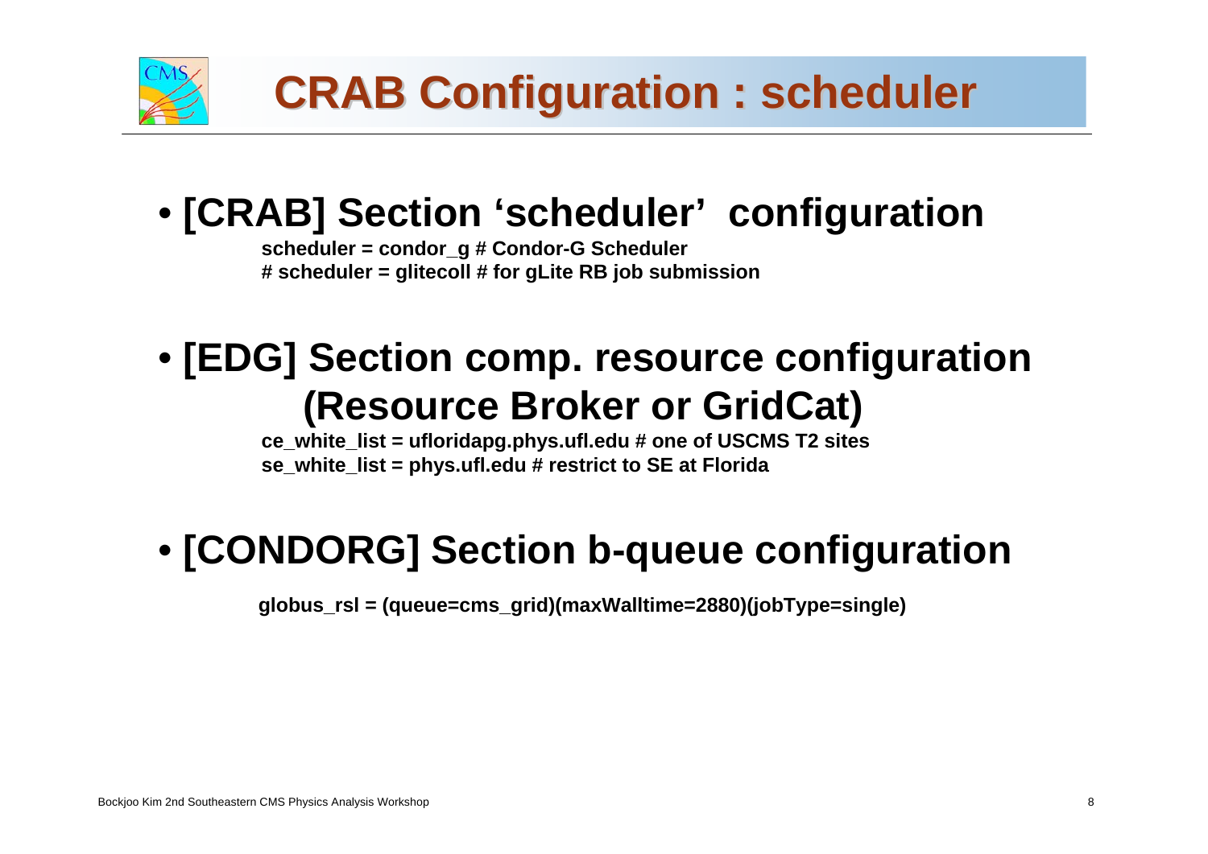# CRAB Configuration : scheduler

- **[CRAB] Section 'scheduler' configuration**

```
scheduler = condor_g # Condor-G Scheduler
# scheduler = glitecoll # for gLite RB job submission
```

- **[EDG] Section comp. resource configuration (Resource Broker or GridCat)**

```
ce_white_list = ufloridapg.phys.ufl.edu # one of USCMS T2 sites
se_white_list = phys.ufl.edu # restrict to SE at Florida
```

- **[CONDORG] Section b-queue configuration**

```
globus_rsl = (queue=cms_grid)(maxWalltime=2880)(jobType=single)
```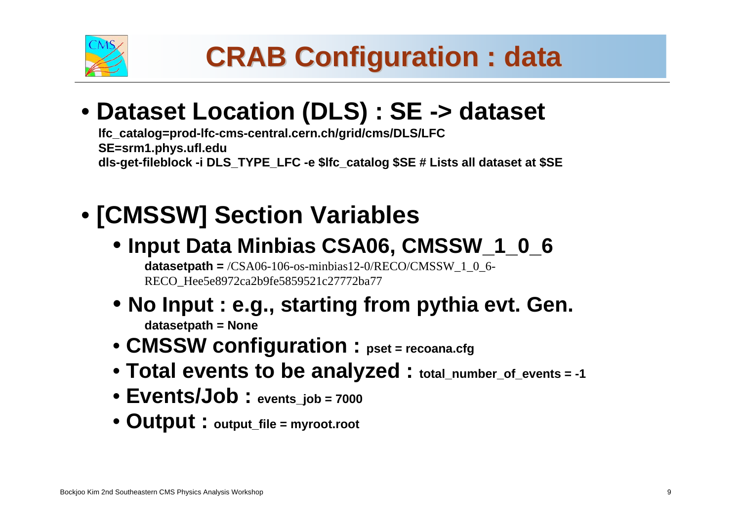# CRAB Configuration : data

- **Dataset Location (DLS) : SE -> dataset**

  **lfc_catalog=prod-lfc-cms-central.cern.ch/grid/cms/DLS/LFC**
  **SE=srm1.phys.ufl.edu**
  **dls-get-fileblock -i DLS_TYPE_LFC -e $lfc_catalog $SE # Lists all dataset at $SE**

- **[CMSSW] Section Variables**
  - **Input Data Minbias CSA06, CMSSW_1_0_6**

    **datasetpath =** /CSA06-106-os-minbias12-0/RECO/CMSSW_1_0_6-RECO_Hee5e8972ca2b9fe5859521c27772ba77
  - **No Input : e.g., starting from pythia evt. Gen.**

    **datasetpath = None**
  - **CMSSW configuration : pset = recoana.cfg**
  - **Total events to be analyzed : total_number_of_events = -1**
  - **Events/Job : events_job = 7000**
  - **Output : output_file = myroot.root**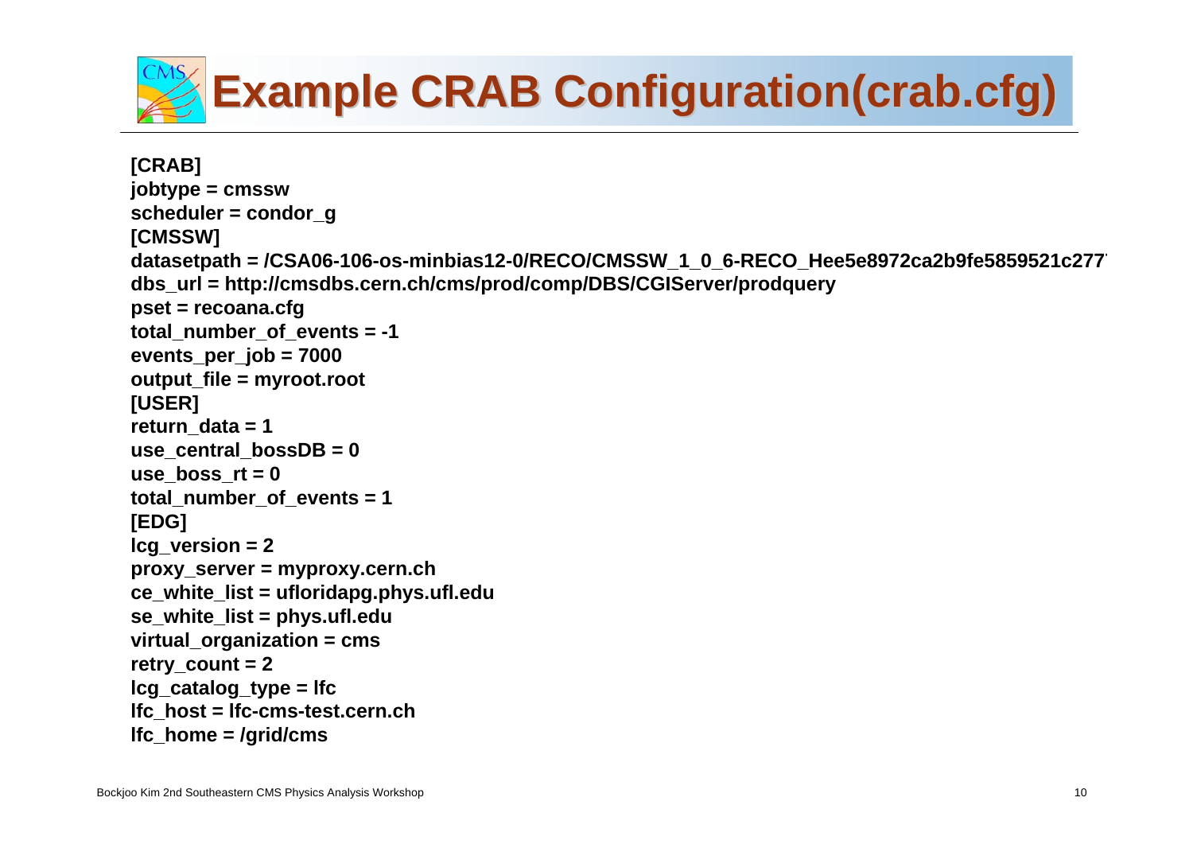# Example CRAB Configuration(crab.cfg)

```
[CRAB]
jobtype = cmssw
scheduler = condor_g
[CMSSW]
datasetpath = /CSA06-106-os-minbias12-0/RECO/CMSSW_1_0_6-RECO_Hee5e8972ca2b9fe5859521c277
dbs_url = http://cmsdbs.cern.ch/cms/prod/comp/DBS/CGIServer/prodquery
pset = recoana.cfg
total_number_of_events = -1
events_per_job = 7000
output_file = myroot.root
[USER]
return_data = 1
use_central_bossDB = 0
use_boss_rt = 0
total_number_of_events = 1
[EDG]
lcg_version = 2
proxy_server = myproxy.cern.ch
ce_white_list = ufloridapg.phys.ufl.edu
se_white_list = phys.ufl.edu
virtual_organization = cms
retry_count = 2
lcg_catalog_type = lfc
lfc_host = lfc-cms-test.cern.ch
lfc_home = /grid/cms
```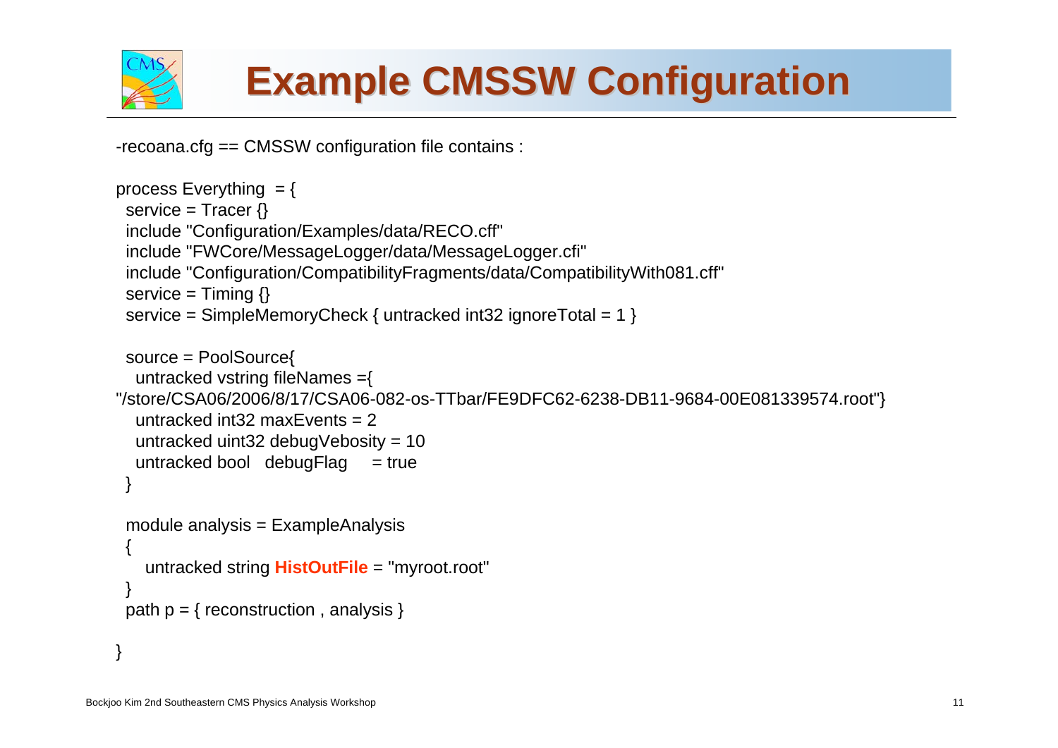# Example CMSSW Configuration

-recoana.cfg == CMSSW configuration file contains :

```
process Everything  = {
  service = Tracer {}
  include "Configuration/Examples/data/RECO.cff"
  include "FWCore/MessageLogger/data/MessageLogger.cfi"
  include "Configuration/CompatibilityFragments/data/CompatibilityWith081.cff"
  service = Timing {}
  service = SimpleMemoryCheck { untracked int32 ignoreTotal = 1 }

  source = PoolSource{
    untracked vstring fileNames ={
"/store/CSA06/2006/8/17/CSA06-082-os-TTbar/FE9DFC62-6238-DB11-9684-00E081339574.root"}
    untracked int32 maxEvents = 2
    untracked uint32 debugVebosity = 10
    untracked bool   debugFlag     = true
  }

  module analysis = ExampleAnalysis
  {
    untracked string HistOutFile = "myroot.root"
  }
  path p = { reconstruction , analysis }

}
```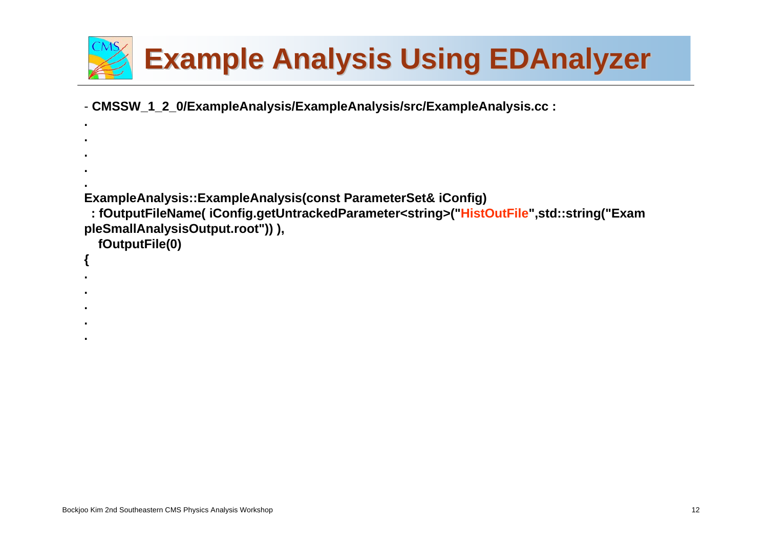# Example Analysis Using EDAnalyzer

- **CMSSW_1_2_0/ExampleAnalysis/ExampleAnalysis/src/ExampleAnalysis.cc :**

```
.
.
.
.
.
ExampleAnalysis::ExampleAnalysis(const ParameterSet& iConfig)
  : fOutputFileName( iConfig.getUntrackedParameter<string>("HistOutFile",std::string("ExampleSmallAnalysisOutput.root")) ),
    fOutputFile(0)
{
.
.
.
.
.
```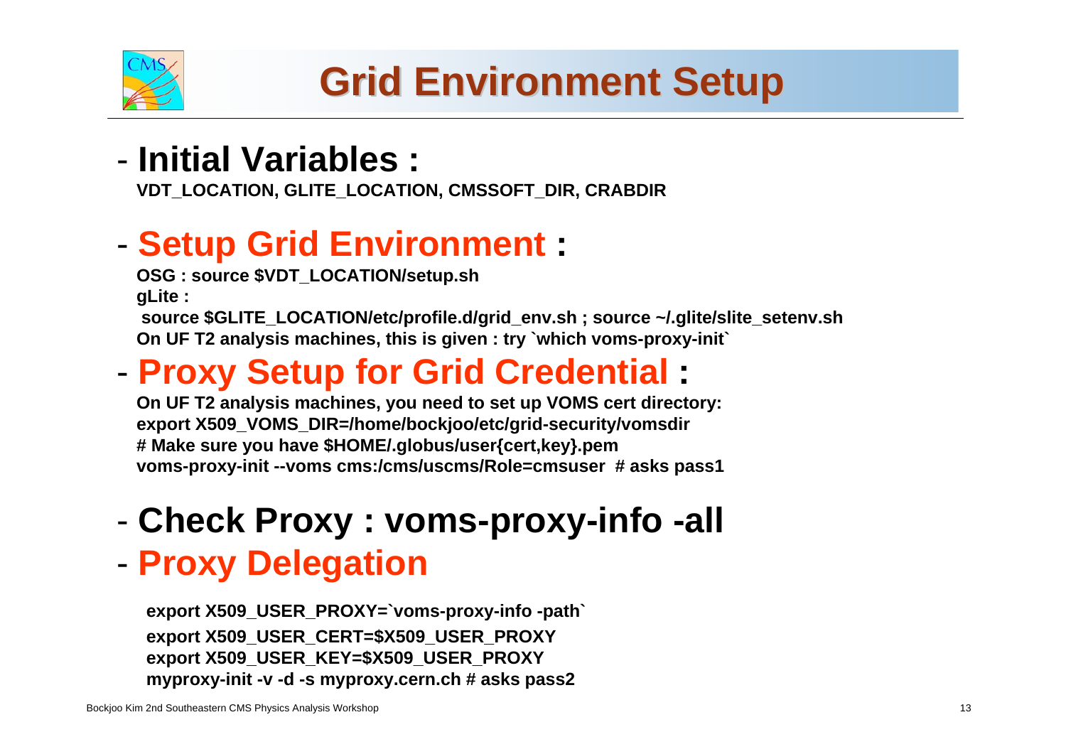# Grid Environment Setup

- **Initial Variables :**

  **VDT_LOCATION, GLITE_LOCATION, CMSSOFT_DIR, CRABDIR**

- **Setup Grid Environment :**

  **OSG : source $VDT_LOCATION/setup.sh**

  **gLite :**

  **source $GLITE_LOCATION/etc/profile.d/grid_env.sh ; source ~/.glite/slite_setenv.sh**

  **On UF T2 analysis machines, this is given : try `which voms-proxy-init`**

- **Proxy Setup for Grid Credential :**

  **On UF T2 analysis machines, you need to set up VOMS cert directory:**

  ```
  export X509_VOMS_DIR=/home/bockjoo/etc/grid-security/vomsdir
  # Make sure you have $HOME/.globus/user{cert,key}.pem
  voms-proxy-init --voms cms:/cms/uscms/Role=cmsuser  # asks pass1
  ```

- **Check Proxy : voms-proxy-info -all**

- **Proxy Delegation**

  ```
  export X509_USER_PROXY=`voms-proxy-info -path`
  export X509_USER_CERT=$X509_USER_PROXY
  export X509_USER_KEY=$X509_USER_PROXY
  myproxy-init -v -d -s myproxy.cern.ch # asks pass2
  ```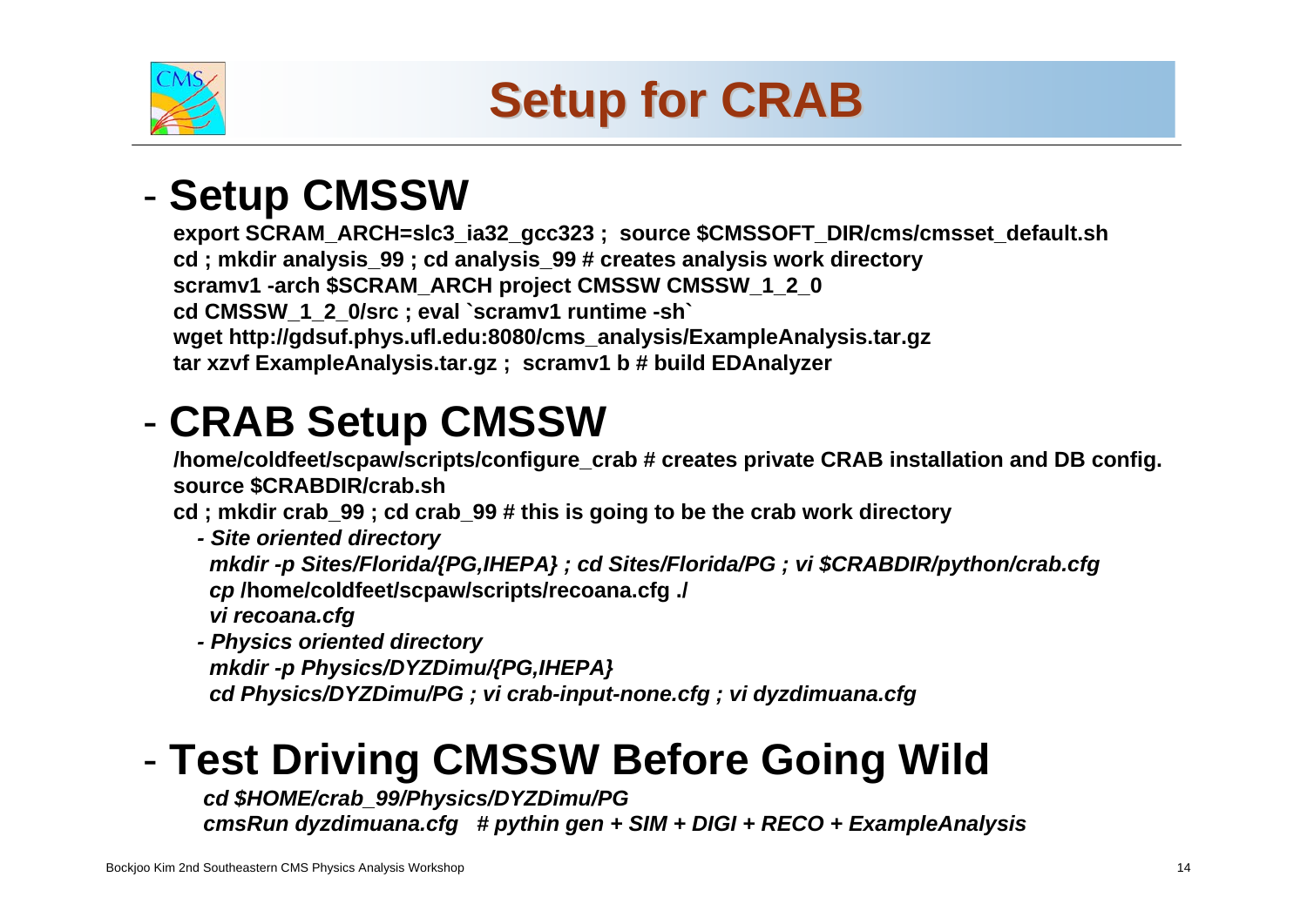# Setup for CRAB

## - Setup CMSSW

```
export SCRAM_ARCH=slc3_ia32_gcc323 ;  source $CMSSOFT_DIR/cms/cmsset_default.sh
cd ; mkdir analysis_99 ; cd analysis_99 # creates analysis work directory
scramv1 -arch $SCRAM_ARCH project CMSSW CMSSW_1_2_0
cd CMSSW_1_2_0/src ; eval `scramv1 runtime -sh`
wget http://gdsuf.phys.ufl.edu:8080/cms_analysis/ExampleAnalysis.tar.gz
tar xzvf ExampleAnalysis.tar.gz ;  scramv1 b # build EDAnalyzer
```

## - CRAB Setup CMSSW

```
/home/coldfeet/scpaw/scripts/configure_crab # creates private CRAB installation and DB config.
source $CRABDIR/crab.sh
cd ; mkdir crab_99 ; cd crab_99 # this is going to be the crab work directory
```

*- Site oriented directory*

```
mkdir -p Sites/Florida/{PG,IHEPA} ; cd Sites/Florida/PG ; vi $CRABDIR/python/crab.cfg
cp /home/coldfeet/scpaw/scripts/recoana.cfg ./
vi recoana.cfg
```

*- Physics oriented directory*

```
mkdir -p Physics/DYZDimu/{PG,IHEPA}
cd Physics/DYZDimu/PG ; vi crab-input-none.cfg ; vi dyzdimuana.cfg
```

## - Test Driving CMSSW Before Going Wild

```
cd $HOME/crab_99/Physics/DYZDimu/PG
cmsRun dyzdimuana.cfg   # pythin gen + SIM + DIGI + RECO + ExampleAnalysis
```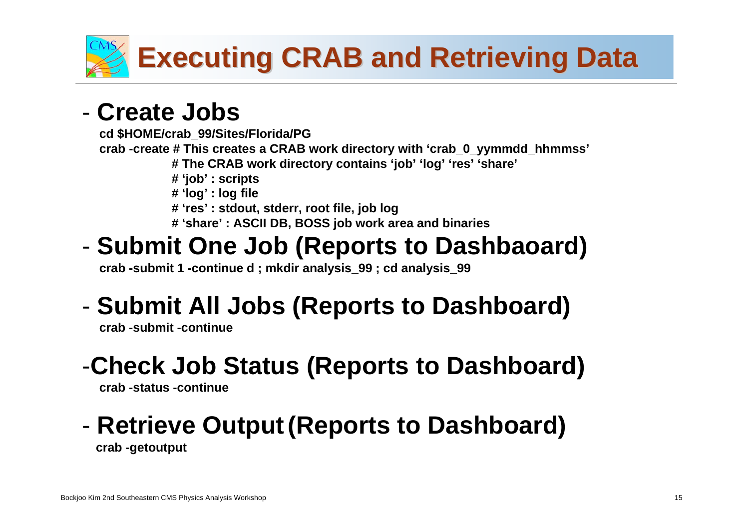# Executing CRAB and Retrieving Data

## - Create Jobs

```
cd $HOME/crab_99/Sites/Florida/PG
crab -create # This creates a CRAB work directory with 'crab_0_yymmdd_hhmmss'
             # The CRAB work directory contains 'job' 'log' 'res' 'share'
             # 'job' : scripts
             # 'log' : log file
             # 'res' : stdout, stderr, root file, job log
             # 'share' : ASCII DB, BOSS job work area and binaries
```

## - Submit One Job (Reports to Dashbaoard)

```
crab -submit 1 -continue d ; mkdir analysis_99 ; cd analysis_99
```

## - Submit All Jobs (Reports to Dashboard)

```
crab -submit -continue
```

## -Check Job Status (Reports to Dashboard)

```
crab -status -continue
```

## - Retrieve Output (Reports to Dashboard)

```
crab -getoutput
```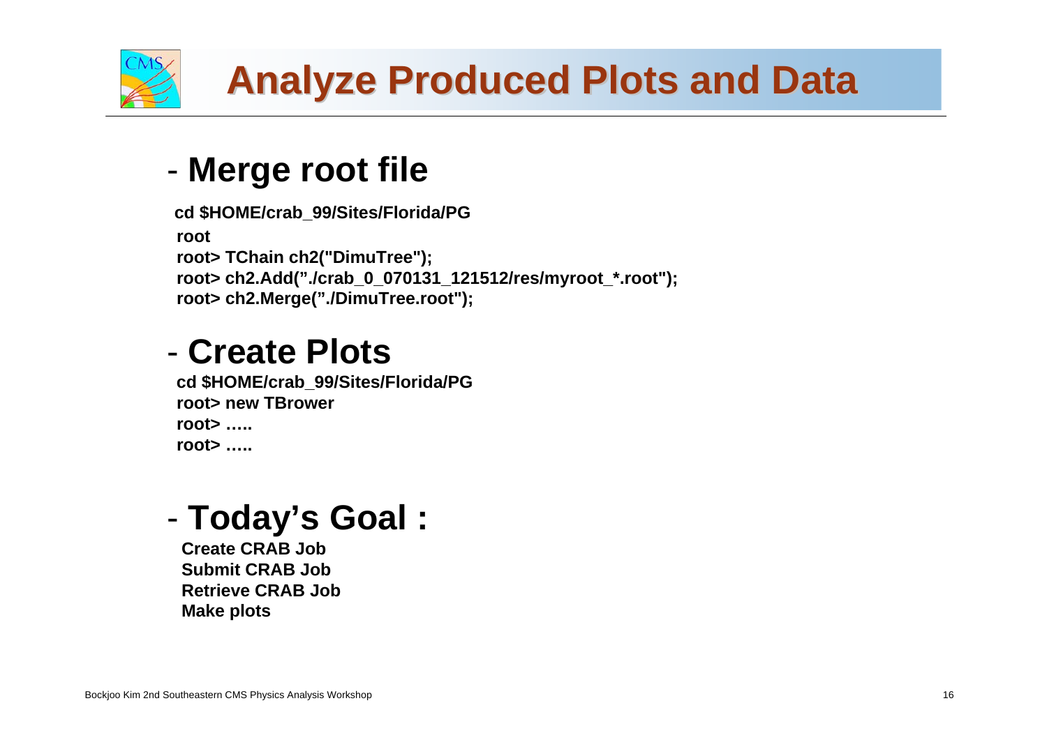# Analyze Produced Plots and Data

## - Merge root file

```
cd $HOME/crab_99/Sites/Florida/PG
root
root> TChain ch2("DimuTree");
root> ch2.Add("./crab_0_070131_121512/res/myroot_*.root");
root> ch2.Merge("./DimuTree.root");
```

## - Create Plots

```
cd $HOME/crab_99/Sites/Florida/PG
root> new TBrower
root> …..
root> …..
```

## - Today's Goal :

**Create CRAB Job**
**Submit CRAB Job**
**Retrieve CRAB Job**
**Make plots**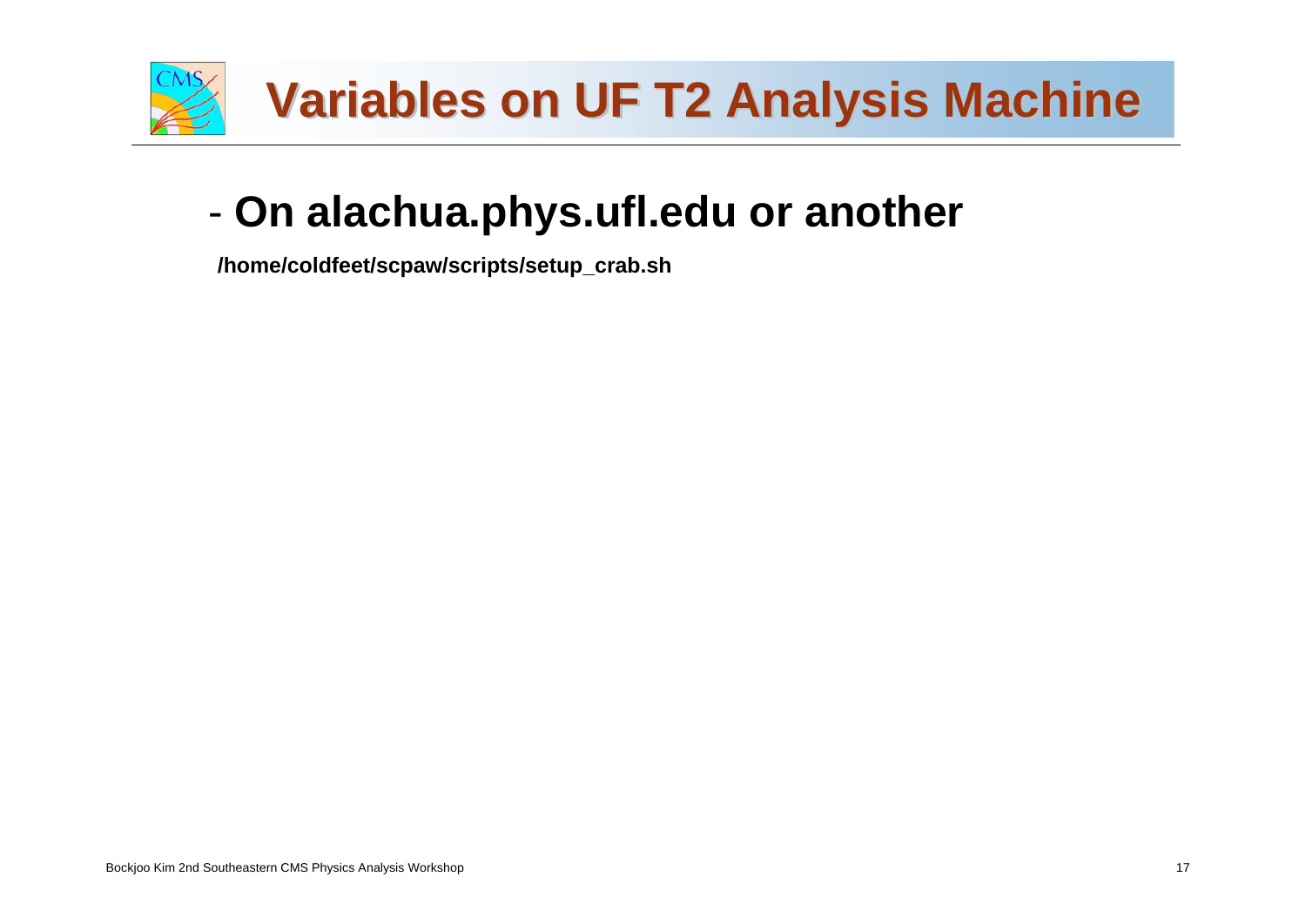# Variables on UF T2 Analysis Machine

- **On alachua.phys.ufl.edu or another**

**/home/coldfeet/scpaw/scripts/setup_crab.sh**